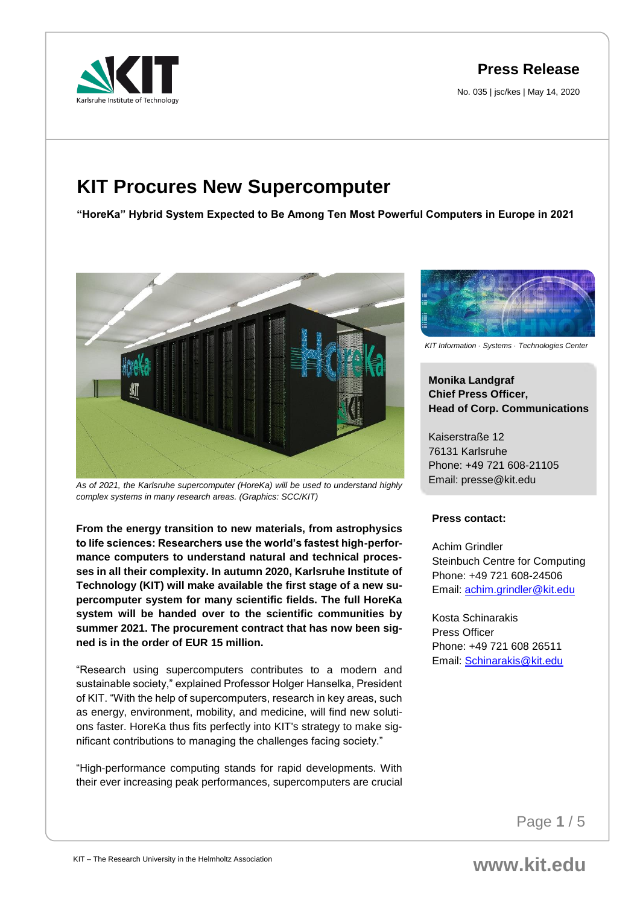**Press Release**

No. 035 | jsc/kes | May 14, 2020

# KIT Procures New Supercomputer

**"HoreKa" Hybrid System Expected to Be Among Ten Most Powerful Computers in Europe in 2021**

*As of 2021, the Karlsruhe supercomputer (HoreKa) will be used to understand highly complex systems in many research areas. (Graphics: SCC/KIT)*

**From the energy transition to new materials, from astrophysics to life sciences: Researchers use the world's fastest high-performance computers to understand natural and technical processes in all their complexity. In autumn 2020, Karlsruhe Institute of Technology (KIT) will make available the first stage of a new supercomputer system for many scientific fields. The full HoreKa system will be handed over to the scientific communities by summer 2021. The procurement contract that has now been signed is in the order of EUR 15 million.**

"Research using supercomputers contributes to a modern and sustainable society," explained Professor Holger Hanselka, President of KIT. "With the help of supercomputers, research in key areas, such as energy, environment, mobility, and medicine, will find new solutions faster. HoreKa thus fits perfectly into KIT's strategy to make significant contributions to managing the challenges facing society."

"High-performance computing stands for rapid developments. With their ever increasing peak performances, supercomputers are crucial

*KIT Information · Systems · Technologies Center*

**Monika Landgraf**
**Chief Press Officer,**
**Head of Corp. Communications**

Kaiserstraße 12
76131 Karlsruhe
Phone: +49 721 608-21105
Email: presse@kit.edu

**Press contact:**

Achim Grindler
Steinbuch Centre for Computing
Phone: +49 721 608-24506
Email: achim.grindler@kit.edu

Kosta Schinarakis
Press Officer
Phone: +49 721 608 26511
Email: Schinarakis@kit.edu

KIT – The Research University in the Helmholtz Association

www.kit.edu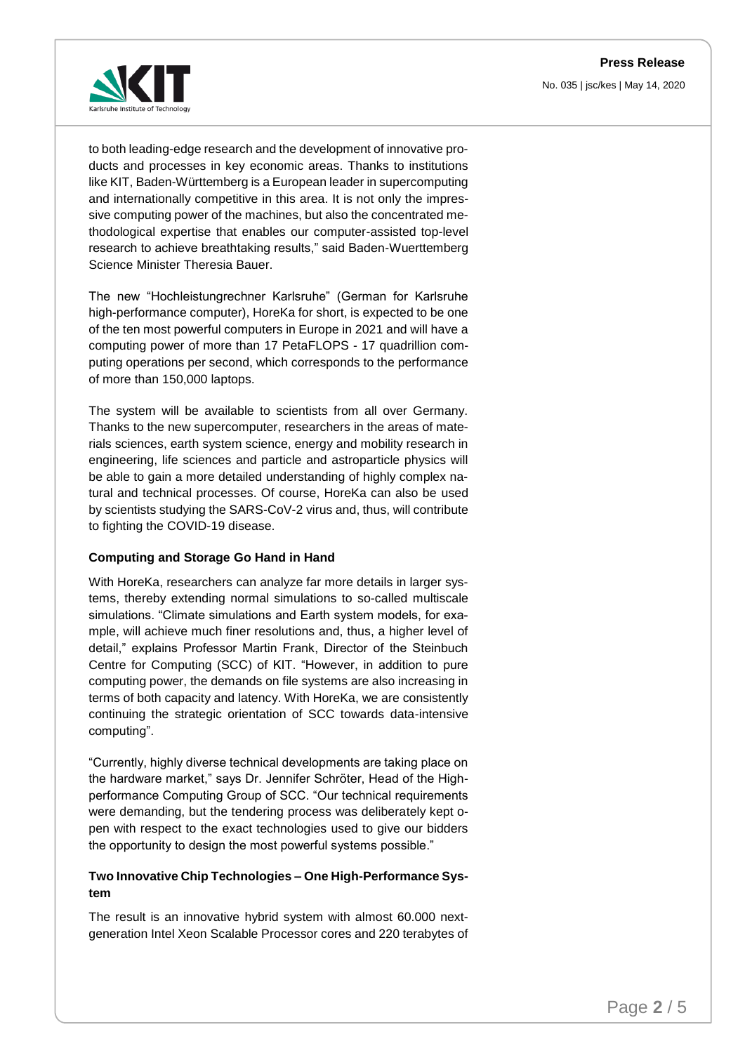to both leading-edge research and the development of innovative products and processes in key economic areas. Thanks to institutions like KIT, Baden-Württemberg is a European leader in supercomputing and internationally competitive in this area. It is not only the impressive computing power of the machines, but also the concentrated methodological expertise that enables our computer-assisted top-level research to achieve breathtaking results," said Baden-Wuerttemberg Science Minister Theresia Bauer.

The new "Hochleistungrechner Karlsruhe" (German for Karlsruhe high-performance computer), HoreKa for short, is expected to be one of the ten most powerful computers in Europe in 2021 and will have a computing power of more than 17 PetaFLOPS - 17 quadrillion computing operations per second, which corresponds to the performance of more than 150,000 laptops.

The system will be available to scientists from all over Germany. Thanks to the new supercomputer, researchers in the areas of materials sciences, earth system science, energy and mobility research in engineering, life sciences and particle and astroparticle physics will be able to gain a more detailed understanding of highly complex natural and technical processes. Of course, HoreKa can also be used by scientists studying the SARS-CoV-2 virus and, thus, will contribute to fighting the COVID-19 disease.

**Computing and Storage Go Hand in Hand**

With HoreKa, researchers can analyze far more details in larger systems, thereby extending normal simulations to so-called multiscale simulations. "Climate simulations and Earth system models, for example, will achieve much finer resolutions and, thus, a higher level of detail," explains Professor Martin Frank, Director of the Steinbuch Centre for Computing (SCC) of KIT. "However, in addition to pure computing power, the demands on file systems are also increasing in terms of both capacity and latency. With HoreKa, we are consistently continuing the strategic orientation of SCC towards data-intensive computing".

"Currently, highly diverse technical developments are taking place on the hardware market," says Dr. Jennifer Schröter, Head of the High-performance Computing Group of SCC. "Our technical requirements were demanding, but the tendering process was deliberately kept open with respect to the exact technologies used to give our bidders the opportunity to design the most powerful systems possible."

**Two Innovative Chip Technologies – One High-Performance System**

The result is an innovative hybrid system with almost 60.000 next-generation Intel Xeon Scalable Processor cores and 220 terabytes of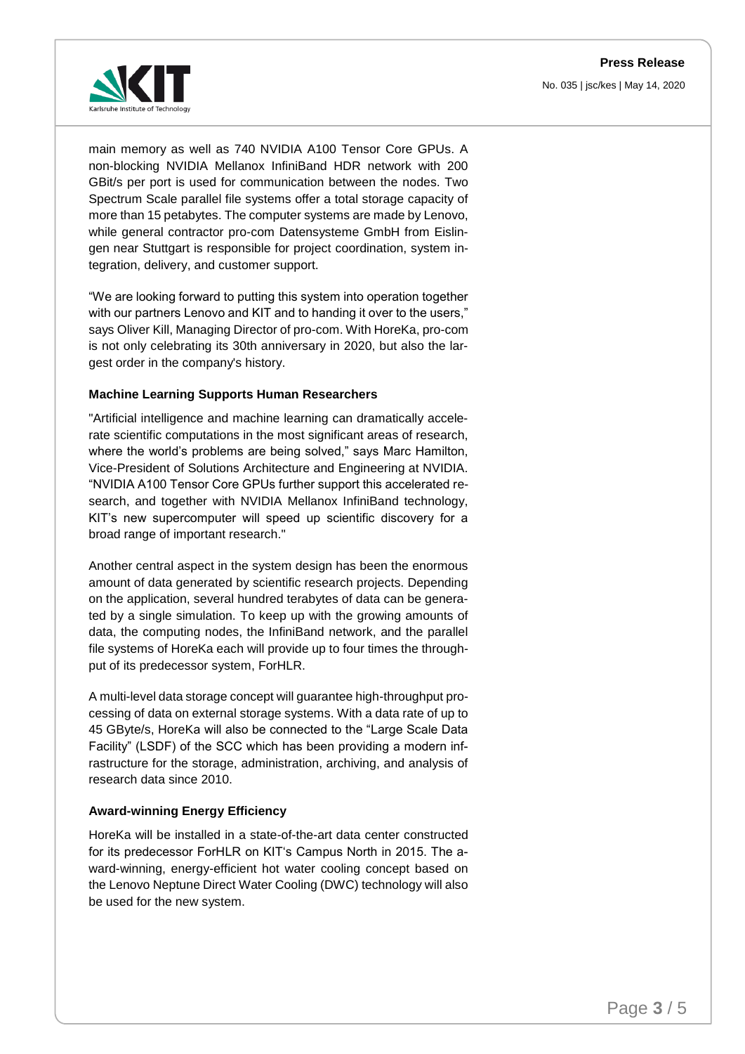main memory as well as 740 NVIDIA A100 Tensor Core GPUs. A non-blocking NVIDIA Mellanox InfiniBand HDR network with 200 GBit/s per port is used for communication between the nodes. Two Spectrum Scale parallel file systems offer a total storage capacity of more than 15 petabytes. The computer systems are made by Lenovo, while general contractor pro-com Datensysteme GmbH from Eislingen near Stuttgart is responsible for project coordination, system integration, delivery, and customer support.

"We are looking forward to putting this system into operation together with our partners Lenovo and KIT and to handing it over to the users," says Oliver Kill, Managing Director of pro-com. With HoreKa, pro-com is not only celebrating its 30th anniversary in 2020, but also the largest order in the company's history.

**Machine Learning Supports Human Researchers**

"Artificial intelligence and machine learning can dramatically accelerate scientific computations in the most significant areas of research, where the world's problems are being solved," says Marc Hamilton, Vice-President of Solutions Architecture and Engineering at NVIDIA. "NVIDIA A100 Tensor Core GPUs further support this accelerated research, and together with NVIDIA Mellanox InfiniBand technology, KIT's new supercomputer will speed up scientific discovery for a broad range of important research."

Another central aspect in the system design has been the enormous amount of data generated by scientific research projects. Depending on the application, several hundred terabytes of data can be generated by a single simulation. To keep up with the growing amounts of data, the computing nodes, the InfiniBand network, and the parallel file systems of HoreKa each will provide up to four times the throughput of its predecessor system, ForHLR.

A multi-level data storage concept will guarantee high-throughput processing of data on external storage systems. With a data rate of up to 45 GByte/s, HoreKa will also be connected to the "Large Scale Data Facility" (LSDF) of the SCC which has been providing a modern infrastructure for the storage, administration, archiving, and analysis of research data since 2010.

**Award-winning Energy Efficiency**

HoreKa will be installed in a state-of-the-art data center constructed for its predecessor ForHLR on KIT's Campus North in 2015. The award-winning, energy-efficient hot water cooling concept based on the Lenovo Neptune Direct Water Cooling (DWC) technology will also be used for the new system.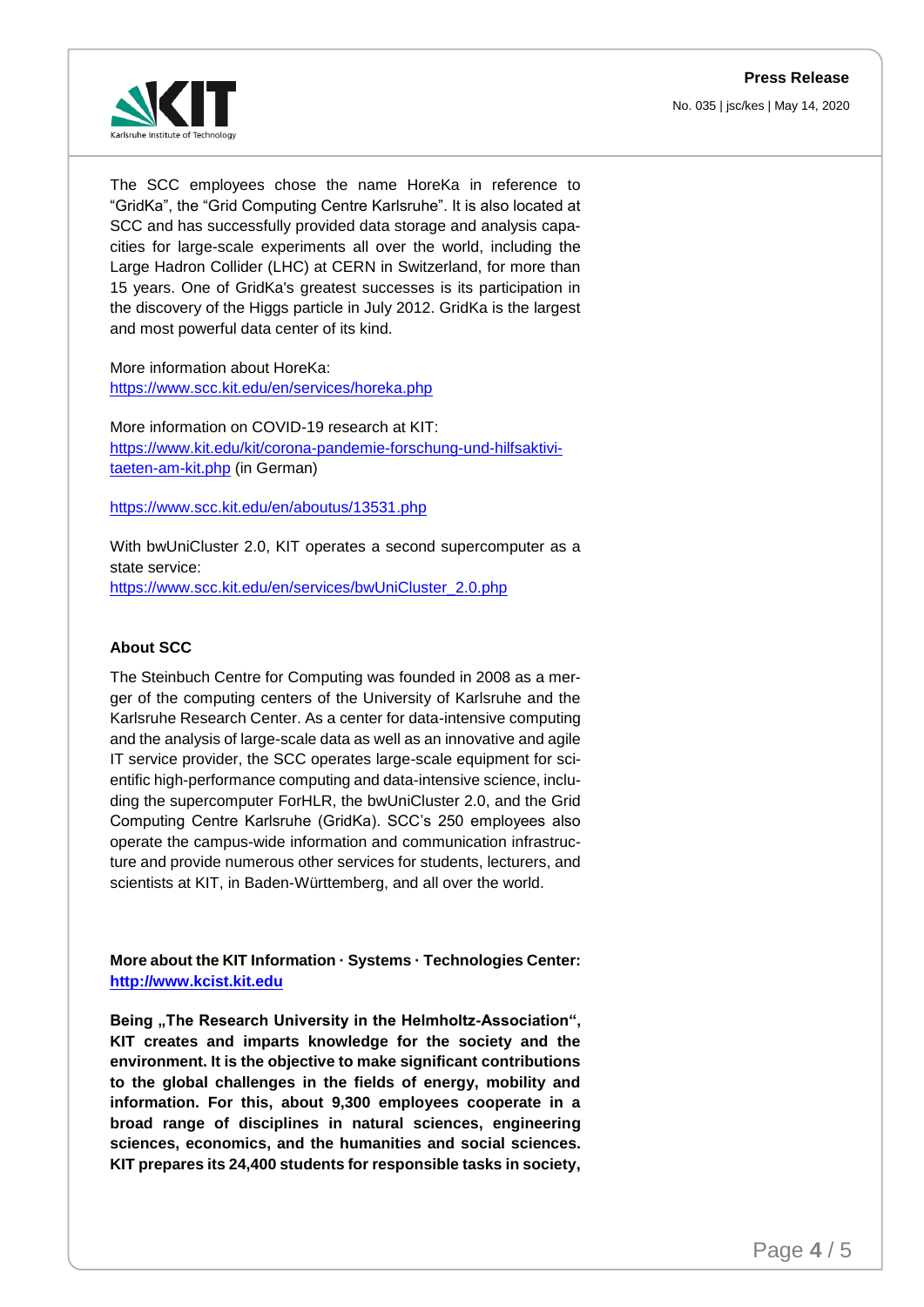The SCC employees chose the name HoreKa in reference to "GridKa", the "Grid Computing Centre Karlsruhe". It is also located at SCC and has successfully provided data storage and analysis capacities for large-scale experiments all over the world, including the Large Hadron Collider (LHC) at CERN in Switzerland, for more than 15 years. One of GridKa's greatest successes is its participation in the discovery of the Higgs particle in July 2012. GridKa is the largest and most powerful data center of its kind.

More information about HoreKa:
https://www.scc.kit.edu/en/services/horeka.php

More information on COVID-19 research at KIT:
https://www.kit.edu/kit/corona-pandemie-forschung-und-hilfsaktivitaeten-am-kit.php (in German)

https://www.scc.kit.edu/en/aboutus/13531.php

With bwUniCluster 2.0, KIT operates a second supercomputer as a state service:
https://www.scc.kit.edu/en/services/bwUniCluster_2.0.php

**About SCC**

The Steinbuch Centre for Computing was founded in 2008 as a merger of the computing centers of the University of Karlsruhe and the Karlsruhe Research Center. As a center for data-intensive computing and the analysis of large-scale data as well as an innovative and agile IT service provider, the SCC operates large-scale equipment for scientific high-performance computing and data-intensive science, including the supercomputer ForHLR, the bwUniCluster 2.0, and the Grid Computing Centre Karlsruhe (GridKa). SCC's 250 employees also operate the campus-wide information and communication infrastructure and provide numerous other services for students, lecturers, and scientists at KIT, in Baden-Württemberg, and all over the world.

**More about the KIT Information · Systems · Technologies Center:**
**http://www.kcist.kit.edu**

**Being „The Research University in the Helmholtz-Association", KIT creates and imparts knowledge for the society and the environment. It is the objective to make significant contributions to the global challenges in the fields of energy, mobility and information. For this, about 9,300 employees cooperate in a broad range of disciplines in natural sciences, engineering sciences, economics, and the humanities and social sciences. KIT prepares its 24,400 students for responsible tasks in society,**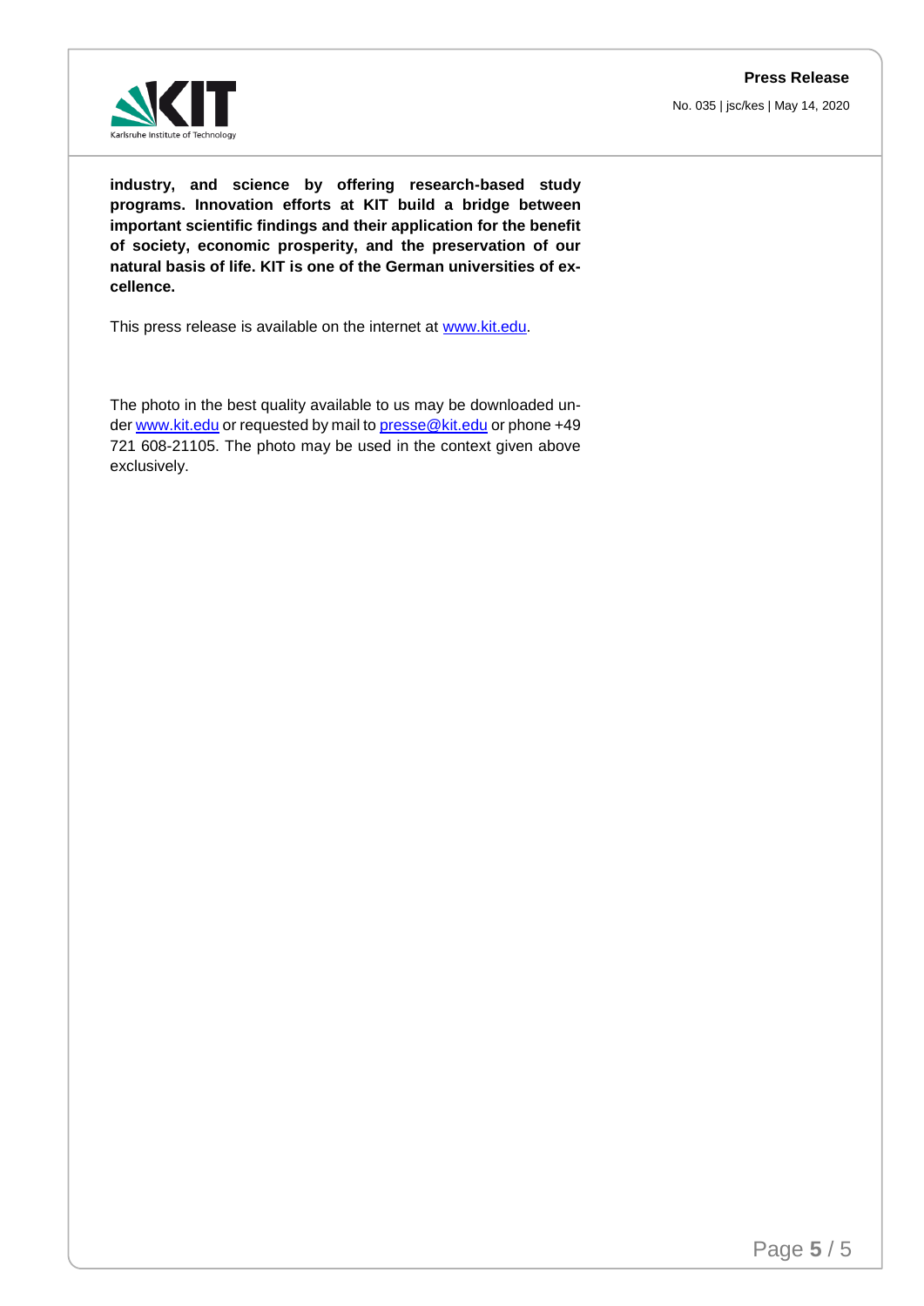**industry, and science by offering research-based study programs. Innovation efforts at KIT build a bridge between important scientific findings and their application for the benefit of society, economic prosperity, and the preservation of our natural basis of life. KIT is one of the German universities of excellence.**

This press release is available on the internet at www.kit.edu.

The photo in the best quality available to us may be downloaded under www.kit.edu or requested by mail to presse@kit.edu or phone +49 721 608-21105. The photo may be used in the context given above exclusively.